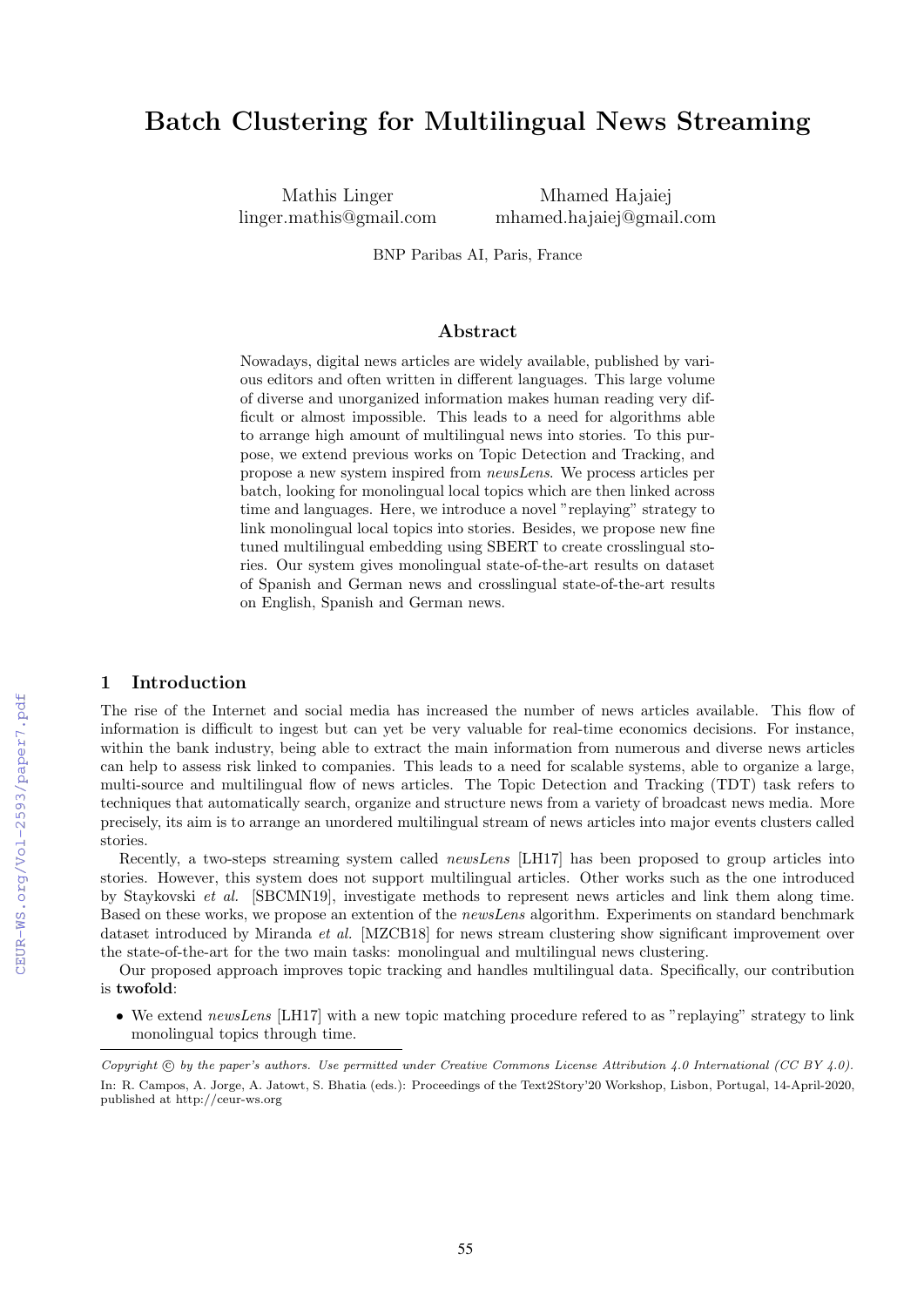# Batch Clustering for Multilingual News Streaming

Mathis Linger
linger.mathis@gmail.com

Mhamed Hajaiej
mhamed.hajaiej@gmail.com

BNP Paribas AI, Paris, France

## Abstract

Nowadays, digital news articles are widely available, published by various editors and often written in different languages. This large volume of diverse and unorganized information makes human reading very difficult or almost impossible. This leads to a need for algorithms able to arrange high amount of multilingual news into stories. To this purpose, we extend previous works on Topic Detection and Tracking, and propose a new system inspired from *newsLens*. We process articles per batch, looking for monolingual local topics which are then linked across time and languages. Here, we introduce a novel "replaying" strategy to link monolingual local topics into stories. Besides, we propose new fine tuned multilingual embedding using SBERT to create crosslingual stories. Our system gives monolingual state-of-the-art results on dataset of Spanish and German news and crosslingual state-of-the-art results on English, Spanish and German news.

## 1 Introduction

The rise of the Internet and social media has increased the number of news articles available. This flow of information is difficult to ingest but can yet be very valuable for real-time economics decisions. For instance, within the bank industry, being able to extract the main information from numerous and diverse news articles can help to assess risk linked to companies. This leads to a need for scalable systems, able to organize a large, multi-source and multilingual flow of news articles. The Topic Detection and Tracking (TDT) task refers to techniques that automatically search, organize and structure news from a variety of broadcast news media. More precisely, its aim is to arrange an unordered multilingual stream of news articles into major events clusters called stories.

Recently, a two-steps streaming system called *newsLens* [LH17] has been proposed to group articles into stories. However, this system does not support multilingual articles. Other works such as the one introduced by Staykovski *et al.* [SBCMN19], investigate methods to represent news articles and link them along time. Based on these works, we propose an extention of the *newsLens* algorithm. Experiments on standard benchmark dataset introduced by Miranda *et al.* [MZCB18] for news stream clustering show significant improvement over the state-of-the-art for the two main tasks: monolingual and multilingual news clustering.

Our proposed approach improves topic tracking and handles multilingual data. Specifically, our contribution is **twofold**:

- We extend *newsLens* [LH17] with a new topic matching procedure refered to as "replaying" strategy to link monolingual topics through time.

*Copyright © by the paper's authors. Use permitted under Creative Commons License Attribution 4.0 International (CC BY 4.0).*
In: R. Campos, A. Jorge, A. Jatowt, S. Bhatia (eds.): Proceedings of the Text2Story'20 Workshop, Lisbon, Portugal, 14-April-2020, published at http://ceur-ws.org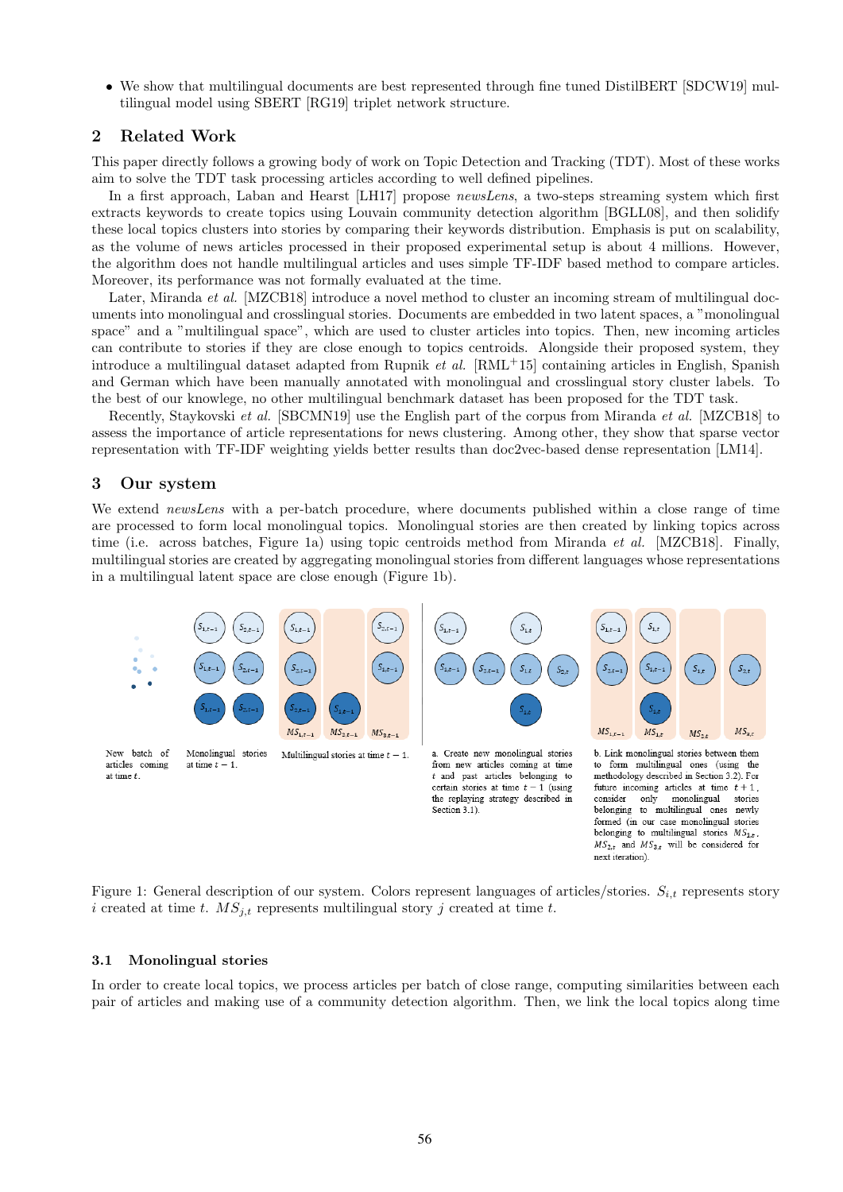- We show that multilingual documents are best represented through fine tuned DistilBERT [SDCW19] multilingual model using SBERT [RG19] triplet network structure.

## 2 Related Work

This paper directly follows a growing body of work on Topic Detection and Tracking (TDT). Most of these works aim to solve the TDT task processing articles according to well defined pipelines.

In a first approach, Laban and Hearst [LH17] propose *newsLens*, a two-steps streaming system which first extracts keywords to create topics using Louvain community detection algorithm [BGLL08], and then solidify these local topics clusters into stories by comparing their keywords distribution. Emphasis is put on scalability, as the volume of news articles processed in their proposed experimental setup is about 4 millions. However, the algorithm does not handle multilingual articles and uses simple TF-IDF based method to compare articles. Moreover, its performance was not formally evaluated at the time.

Later, Miranda *et al.* [MZCB18] introduce a novel method to cluster an incoming stream of multilingual documents into monolingual and crosslingual stories. Documents are embedded in two latent spaces, a "monolingual space" and a "multilingual space", which are used to cluster articles into topics. Then, new incoming articles can contribute to stories if they are close enough to topics centroids. Alongside their proposed system, they introduce a multilingual dataset adapted from Rupnik *et al.* [RML+15] containing articles in English, Spanish and German which have been manually annotated with monolingual and crosslingual story cluster labels. To the best of our knowlege, no other multilingual benchmark dataset has been proposed for the TDT task.

Recently, Staykovski *et al.* [SBCMN19] use the English part of the corpus from Miranda *et al.* [MZCB18] to assess the importance of article representations for news clustering. Among other, they show that sparse vector representation with TF-IDF weighting yields better results than doc2vec-based dense representation [LM14].

## 3 Our system

We extend *newsLens* with a per-batch procedure, where documents published within a close range of time are processed to form local monolingual topics. Monolingual stories are then created by linking topics across time (i.e. across batches, Figure 1a) using topic centroids method from Miranda *et al.* [MZCB18]. Finally, multilingual stories are created by aggregating monolingual stories from different languages whose representations in a multilingual latent space are close enough (Figure 1b).

New batch of articles coming at time $t$.

Monolingual stories at time $t-1$.

Multilingual stories at time $t-1$.

a. Create new monolingual stories from new articles coming at time $t$ and past articles belonging to certain stories at time $t-1$ (using the replaying strategy described in Section 3.1).

b. Link monolingual stories between them to form multilingual ones (using the methodology described in Section 3.2). For future incoming articles at time $t+1$, consider only monolingual stories belonging to multilingual ones newly formed (in our case monolingual stories belonging to multilingual stories $MS_{1,t}$, $MS_{2,t}$ and $MS_{3,t}$ will be considered for next iteration).

Figure 1: General description of our system. Colors represent languages of articles/stories. $S_{i,t}$ represents story $i$ created at time $t$. $MS_{j,t}$ represents multilingual story $j$ created at time $t$.

### 3.1 Monolingual stories

In order to create local topics, we process articles per batch of close range, computing similarities between each pair of articles and making use of a community detection algorithm. Then, we link the local topics along time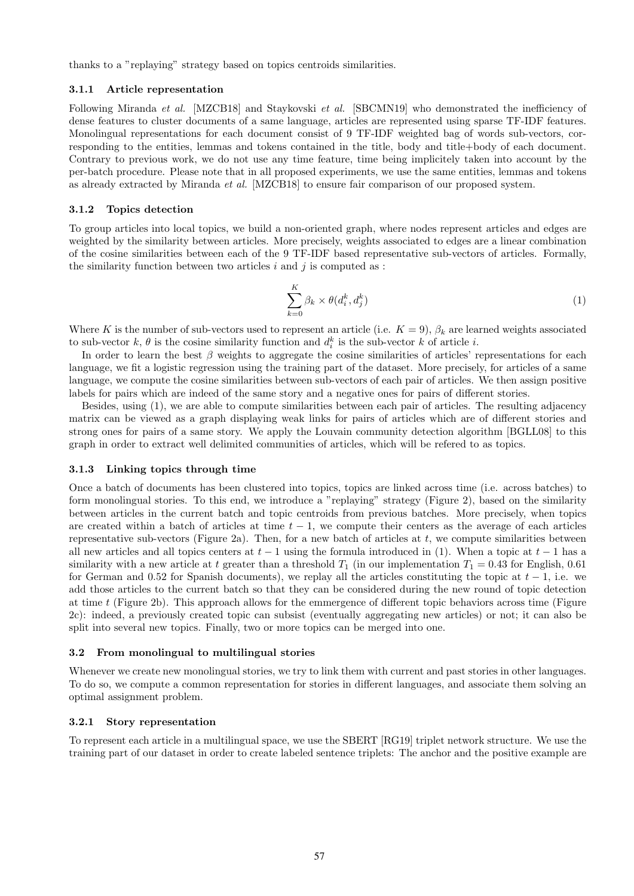thanks to a "replaying" strategy based on topics centroids similarities.

#### 3.1.1 Article representation

Following Miranda *et al.* [MZCB18] and Staykovski *et al.* [SBCMN19] who demonstrated the inefficiency of dense features to cluster documents of a same language, articles are represented using sparse TF-IDF features. Monolingual representations for each document consist of 9 TF-IDF weighted bag of words sub-vectors, corresponding to the entities, lemmas and tokens contained in the title, body and title+body of each document. Contrary to previous work, we do not use any time feature, time being implicitely taken into account by the per-batch procedure. Please note that in all proposed experiments, we use the same entities, lemmas and tokens as already extracted by Miranda *et al.* [MZCB18] to ensure fair comparison of our proposed system.

#### 3.1.2 Topics detection

To group articles into local topics, we build a non-oriented graph, where nodes represent articles and edges are weighted by the similarity between articles. More precisely, weights associated to edges are a linear combination of the cosine similarities between each of the 9 TF-IDF based representative sub-vectors of articles. Formally, the similarity function between two articles $i$ and $j$ is computed as :

$$\sum_{k=0}^{K} \beta_k \times \theta(d_i^k, d_j^k) \tag{1}$$

Where $K$ is the number of sub-vectors used to represent an article (i.e. $K = 9$), $\beta_k$ are learned weights associated to sub-vector $k$, $\theta$ is the cosine similarity function and $d_i^k$ is the sub-vector $k$ of article $i$.

In order to learn the best $\beta$ weights to aggregate the cosine similarities of articles' representations for each language, we fit a logistic regression using the training part of the dataset. More precisely, for articles of a same language, we compute the cosine similarities between sub-vectors of each pair of articles. We then assign positive labels for pairs which are indeed of the same story and a negative ones for pairs of different stories.

Besides, using (1), we are able to compute similarities between each pair of articles. The resulting adjacency matrix can be viewed as a graph displaying weak links for pairs of articles which are of different stories and strong ones for pairs of a same story. We apply the Louvain community detection algorithm [BGLL08] to this graph in order to extract well delimited communities of articles, which will be refered to as topics.

#### 3.1.3 Linking topics through time

Once a batch of documents has been clustered into topics, topics are linked across time (i.e. across batches) to form monolingual stories. To this end, we introduce a "replaying" strategy (Figure 2), based on the similarity between articles in the current batch and topic centroids from previous batches. More precisely, when topics are created within a batch of articles at time $t-1$, we compute their centers as the average of each articles representative sub-vectors (Figure 2a). Then, for a new batch of articles at $t$, we compute similarities between all new articles and all topics centers at $t-1$ using the formula introduced in (1). When a topic at $t-1$ has a similarity with a new article at $t$ greater than a threshold $T_1$ (in our implementation $T_1 = 0.43$ for English, 0.61 for German and 0.52 for Spanish documents), we replay all the articles constituting the topic at $t-1$, i.e. we add those articles to the current batch so that they can be considered during the new round of topic detection at time $t$ (Figure 2b). This approach allows for the emmergence of different topic behaviors across time (Figure 2c): indeed, a previously created topic can subsist (eventually aggregating new articles) or not; it can also be split into several new topics. Finally, two or more topics can be merged into one.

### 3.2 From monolingual to multilingual stories

Whenever we create new monolingual stories, we try to link them with current and past stories in other languages. To do so, we compute a common representation for stories in different languages, and associate them solving an optimal assignment problem.

#### 3.2.1 Story representation

To represent each article in a multilingual space, we use the SBERT [RG19] triplet network structure. We use the training part of our dataset in order to create labeled sentence triplets: The anchor and the positive example are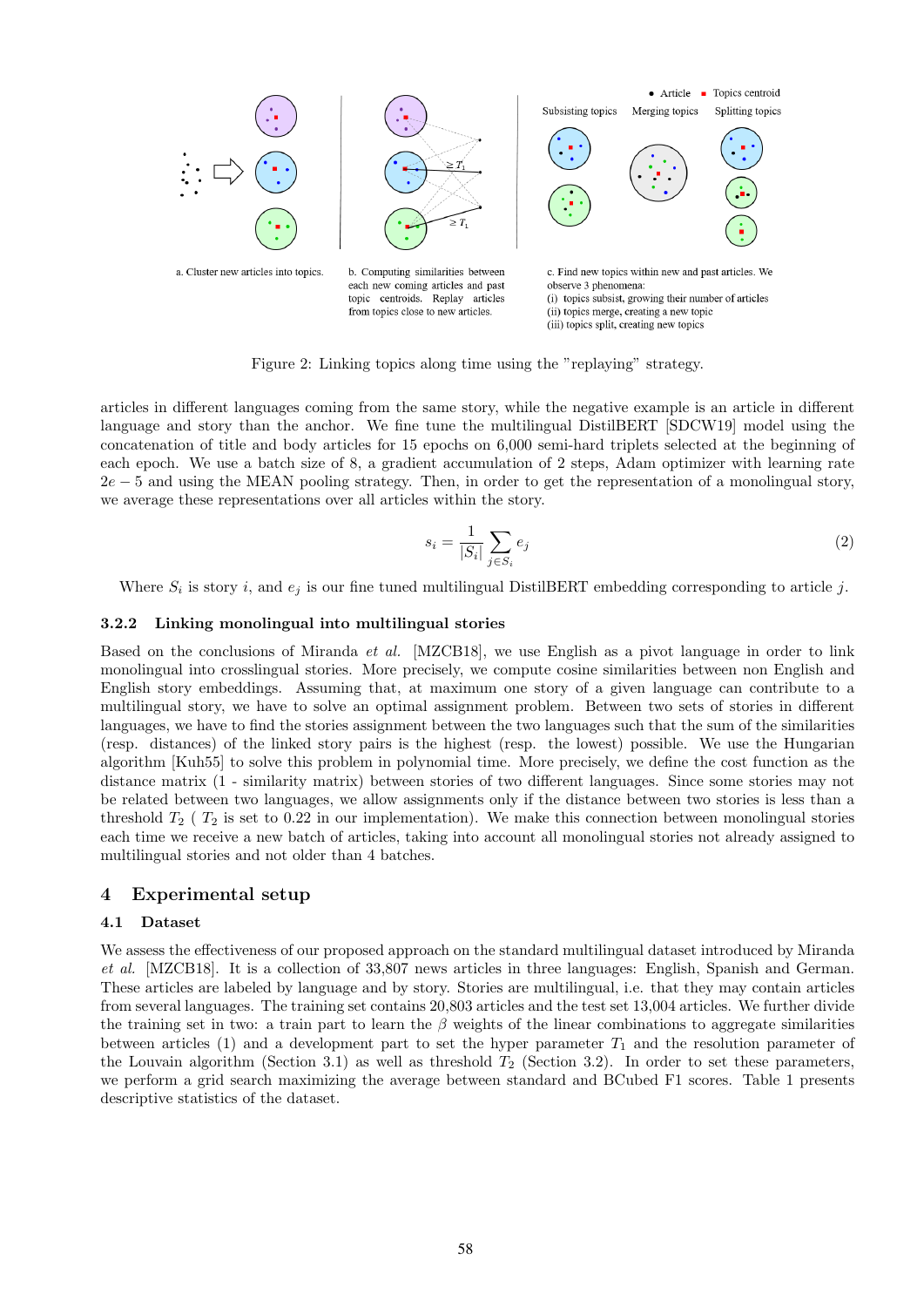a. Cluster new articles into topics.

b. Computing similarities between each new coming articles and past topic centroids. Replay articles from topics close to new articles.

c. Find new topics within new and past articles. We observe 3 phenomena:
(i) topics subsist, growing their number of articles
(ii) topics merge, creating a new topic
(iii) topics split, creating new topics

Figure 2: Linking topics along time using the "replaying" strategy.

articles in different languages coming from the same story, while the negative example is an article in different language and story than the anchor. We fine tune the multilingual DistilBERT [SDCW19] model using the concatenation of title and body articles for 15 epochs on 6,000 semi-hard triplets selected at the beginning of each epoch. We use a batch size of 8, a gradient accumulation of 2 steps, Adam optimizer with learning rate $2e-5$ and using the MEAN pooling strategy. Then, in order to get the representation of a monolingual story, we average these representations over all articles within the story.

$$s_i = \frac{1}{|S_i|} \sum_{j \in S_i} e_j \tag{2}$$

Where $S_i$ is story $i$, and $e_j$ is our fine tuned multilingual DistilBERT embedding corresponding to article $j$.

### 3.2.2 Linking monolingual into multilingual stories

Based on the conclusions of Miranda *et al.* [MZCB18], we use English as a pivot language in order to link monolingual into crosslingual stories. More precisely, we compute cosine similarities between non English and English story embeddings. Assuming that, at maximum one story of a given language can contribute to a multilingual story, we have to solve an optimal assignment problem. Between two sets of stories in different languages, we have to find the stories assignment between the two languages such that the sum of the similarities (resp. distances) of the linked story pairs is the highest (resp. the lowest) possible. We use the Hungarian algorithm [Kuh55] to solve this problem in polynomial time. More precisely, we define the cost function as the distance matrix (1 - similarity matrix) between stories of two different languages. Since some stories may not be related between two languages, we allow assignments only if the distance between two stories is less than a threshold $T_2$ ( $T_2$ is set to 0.22 in our implementation). We make this connection between monolingual stories each time we receive a new batch of articles, taking into account all monolingual stories not already assigned to multilingual stories and not older than 4 batches.

## 4 Experimental setup

### 4.1 Dataset

We assess the effectiveness of our proposed approach on the standard multilingual dataset introduced by Miranda *et al.* [MZCB18]. It is a collection of 33,807 news articles in three languages: English, Spanish and German. These articles are labeled by language and by story. Stories are multilingual, i.e. that they may contain articles from several languages. The training set contains 20,803 articles and the test set 13,004 articles. We further divide the training set in two: a train part to learn the $\beta$ weights of the linear combinations to aggregate similarities between articles (1) and a development part to set the hyper parameter $T_1$ and the resolution parameter of the Louvain algorithm (Section 3.1) as well as threshold $T_2$ (Section 3.2). In order to set these parameters, we perform a grid search maximizing the average between standard and BCubed F1 scores. Table 1 presents descriptive statistics of the dataset.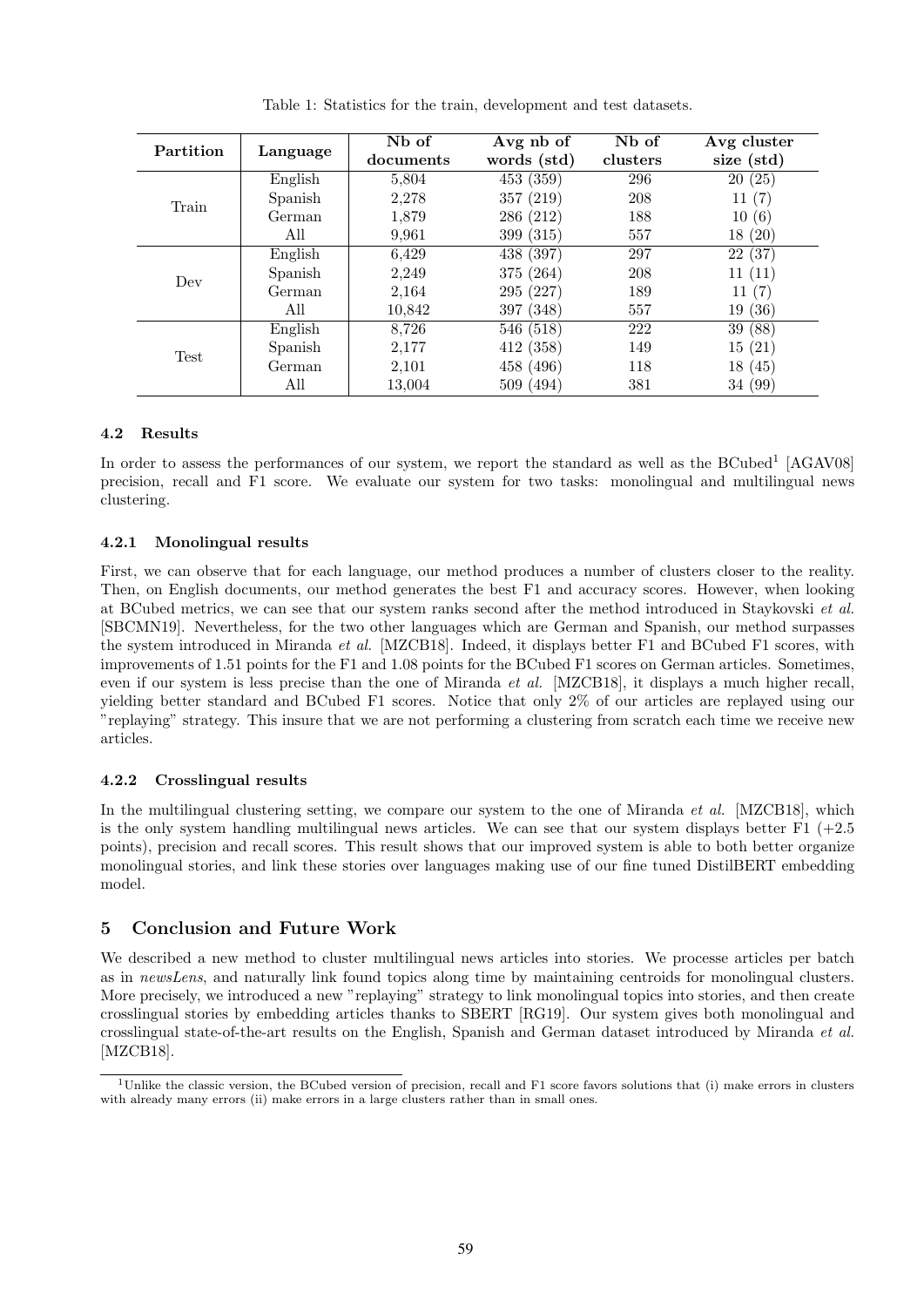Table 1: Statistics for the train, development and test datasets.

| Partition | Language | Nb of documents | Avg nb of words (std) | Nb of clusters | Avg cluster size (std) |
|---|---|---|---|---|---|
| Train | English | 5,804 | 453 (359) | 296 | 20 (25) |
| | Spanish | 2,278 | 357 (219) | 208 | 11 (7) |
| | German | 1,879 | 286 (212) | 188 | 10 (6) |
| | All | 9,961 | 399 (315) | 557 | 18 (20) |
| Dev | English | 6,429 | 438 (397) | 297 | 22 (37) |
| | Spanish | 2,249 | 375 (264) | 208 | 11 (11) |
| | German | 2,164 | 295 (227) | 189 | 11 (7) |
| | All | 10,842 | 397 (348) | 557 | 19 (36) |
| Test | English | 8,726 | 546 (518) | 222 | 39 (88) |
| | Spanish | 2,177 | 412 (358) | 149 | 15 (21) |
| | German | 2,101 | 458 (496) | 118 | 18 (45) |
| | All | 13,004 | 509 (494) | 381 | 34 (99) |

### 4.2 Results

In order to assess the performances of our system, we report the standard as well as the BCubed[1] [AGAV08] precision, recall and F1 score. We evaluate our system for two tasks: monolingual and multilingual news clustering.

#### 4.2.1 Monolingual results

First, we can observe that for each language, our method produces a number of clusters closer to the reality. Then, on English documents, our method generates the best F1 and accuracy scores. However, when looking at BCubed metrics, we can see that our system ranks second after the method introduced in Staykovski *et al.* [SBCMN19]. Nevertheless, for the two other languages which are German and Spanish, our method surpasses the system introduced in Miranda *et al.* [MZCB18]. Indeed, it displays better F1 and BCubed F1 scores, with improvements of 1.51 points for the F1 and 1.08 points for the BCubed F1 scores on German articles. Sometimes, even if our system is less precise than the one of Miranda *et al.* [MZCB18], it displays a much higher recall, yielding better standard and BCubed F1 scores. Notice that only 2% of our articles are replayed using our "replaying" strategy. This insure that we are not performing a clustering from scratch each time we receive new articles.

#### 4.2.2 Crosslingual results

In the multilingual clustering setting, we compare our system to the one of Miranda *et al.* [MZCB18], which is the only system handling multilingual news articles. We can see that our system displays better F1 (+2.5 points), precision and recall scores. This result shows that our improved system is able to both better organize monolingual stories, and link these stories over languages making use of our fine tuned DistilBERT embedding model.

## 5 Conclusion and Future Work

We described a new method to cluster multilingual news articles into stories. We processe articles per batch as in *newsLens*, and naturally link found topics along time by maintaining centroids for monolingual clusters. More precisely, we introduced a new "replaying" strategy to link monolingual topics into stories, and then create crosslingual stories by embedding articles thanks to SBERT [RG19]. Our system gives both monolingual and crosslingual state-of-the-art results on the English, Spanish and German dataset introduced by Miranda *et al.* [MZCB18].

[1] Unlike the classic version, the BCubed version of precision, recall and F1 score favors solutions that (i) make errors in clusters with already many errors (ii) make errors in a large clusters rather than in small ones.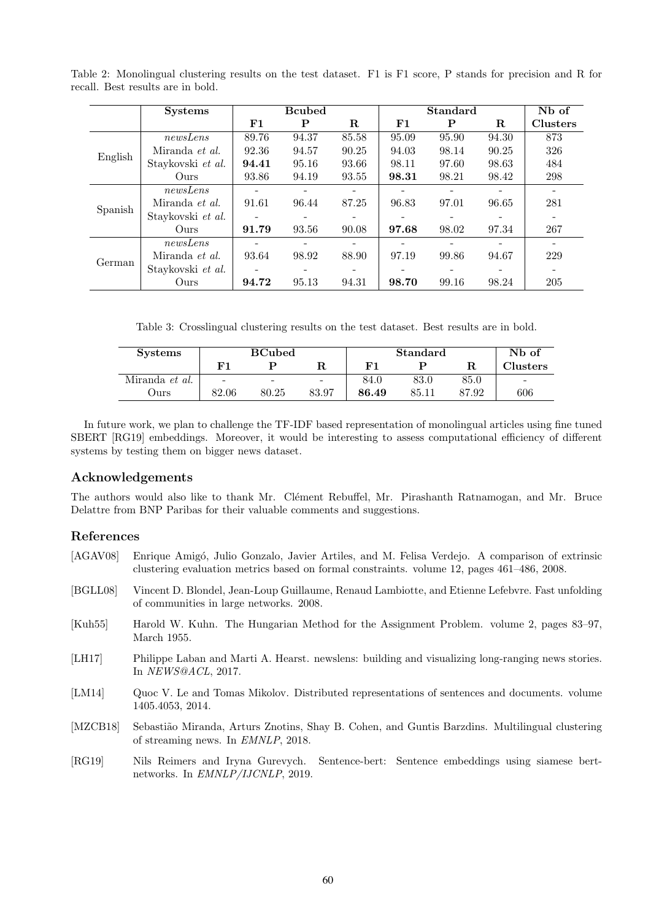Table 2: Monolingual clustering results on the test dataset. F1 is F1 score, P stands for precision and R for recall. Best results are in bold.

| | Systems | Bcubed | | | Standard | | | Nb of |
|---|---|---|---|---|---|---|---|---|
| | | **F1** | **P** | **R** | **F1** | **P** | **R** | **Clusters** |
| English | *newsLens* | 89.76 | 94.37 | 85.58 | 95.09 | 95.90 | 94.30 | 873 |
| | Miranda *et al.* | 92.36 | 94.57 | 90.25 | 94.03 | 98.14 | 90.25 | 326 |
| | Staykovski *et al.* | **94.41** | 95.16 | 93.66 | 98.11 | 97.60 | 98.63 | 484 |
| | Ours | 93.86 | 94.19 | 93.55 | **98.31** | 98.21 | 98.42 | 298 |
| Spanish | *newsLens* | - | - | - | - | - | - | - |
| | Miranda *et al.* | 91.61 | 96.44 | 87.25 | 96.83 | 97.01 | 96.65 | 281 |
| | Staykovski *et al.* | - | - | - | - | - | - | - |
| | Ours | **91.79** | 93.56 | 90.08 | **97.68** | 98.02 | 97.34 | 267 |
| German | *newsLens* | - | - | - | - | - | - | - |
| | Miranda *et al.* | 93.64 | 98.92 | 88.90 | 97.19 | 99.86 | 94.67 | 229 |
| | Staykovski *et al.* | - | - | - | - | - | - | - |
| | Ours | **94.72** | 95.13 | 94.31 | **98.70** | 99.16 | 98.24 | 205 |

Table 3: Crosslingual clustering results on the test dataset. Best results are in bold.

| Systems | BCubed | | | Standard | | | Nb of |
|---|---|---|---|---|---|---|---|
| | **F1** | **P** | **R** | **F1** | **P** | **R** | **Clusters** |
| Miranda *et al.* | - | - | - | 84.0 | 83.0 | 85.0 | - |
| Ours | 82.06 | 80.25 | 83.97 | **86.49** | 85.11 | 87.92 | 606 |

In future work, we plan to challenge the TF-IDF based representation of monolingual articles using fine tuned SBERT [RG19] embeddings. Moreover, it would be interesting to assess computational efficiency of different systems by testing them on bigger news dataset.

## Acknowledgements

The authors would also like to thank Mr. Clément Rebuffel, Mr. Pirashanth Ratnamogan, and Mr. Bruce Delattre from BNP Paribas for their valuable comments and suggestions.

## References

[AGAV08] Enrique Amigó, Julio Gonzalo, Javier Artiles, and M. Felisa Verdejo. A comparison of extrinsic clustering evaluation metrics based on formal constraints. volume 12, pages 461–486, 2008.

[BGLL08] Vincent D. Blondel, Jean-Loup Guillaume, Renaud Lambiotte, and Etienne Lefebvre. Fast unfolding of communities in large networks. 2008.

[Kuh55] Harold W. Kuhn. The Hungarian Method for the Assignment Problem. volume 2, pages 83–97, March 1955.

[LH17] Philippe Laban and Marti A. Hearst. newslens: building and visualizing long-ranging news stories. In *NEWS@ACL*, 2017.

[LM14] Quoc V. Le and Tomas Mikolov. Distributed representations of sentences and documents. volume 1405.4053, 2014.

[MZCB18] Sebastião Miranda, Arturs Znotins, Shay B. Cohen, and Guntis Barzdins. Multilingual clustering of streaming news. In *EMNLP*, 2018.

[RG19] Nils Reimers and Iryna Gurevych. Sentence-bert: Sentence embeddings using siamese bert-networks. In *EMNLP/IJCNLP*, 2019.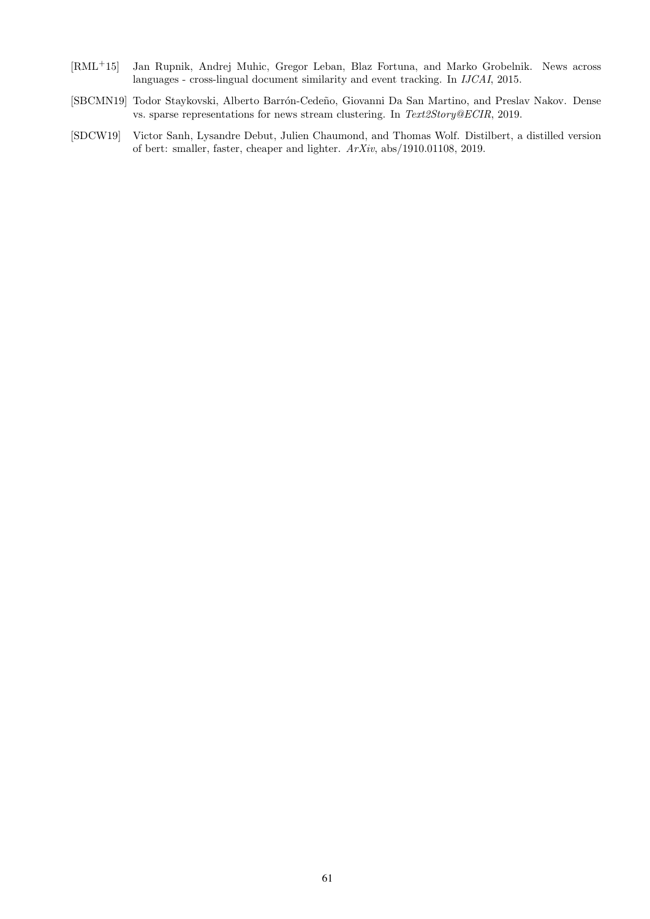[RML$^{+}$15] Jan Rupnik, Andrej Muhic, Gregor Leban, Blaz Fortuna, and Marko Grobelnik. News across languages - cross-lingual document similarity and event tracking. In *IJCAI*, 2015.

[SBCMN19] Todor Staykovski, Alberto Barrón-Cedeño, Giovanni Da San Martino, and Preslav Nakov. Dense vs. sparse representations for news stream clustering. In *Text2Story@ECIR*, 2019.

[SDCW19] Victor Sanh, Lysandre Debut, Julien Chaumond, and Thomas Wolf. Distilbert, a distilled version of bert: smaller, faster, cheaper and lighter. *ArXiv*, abs/1910.01108, 2019.